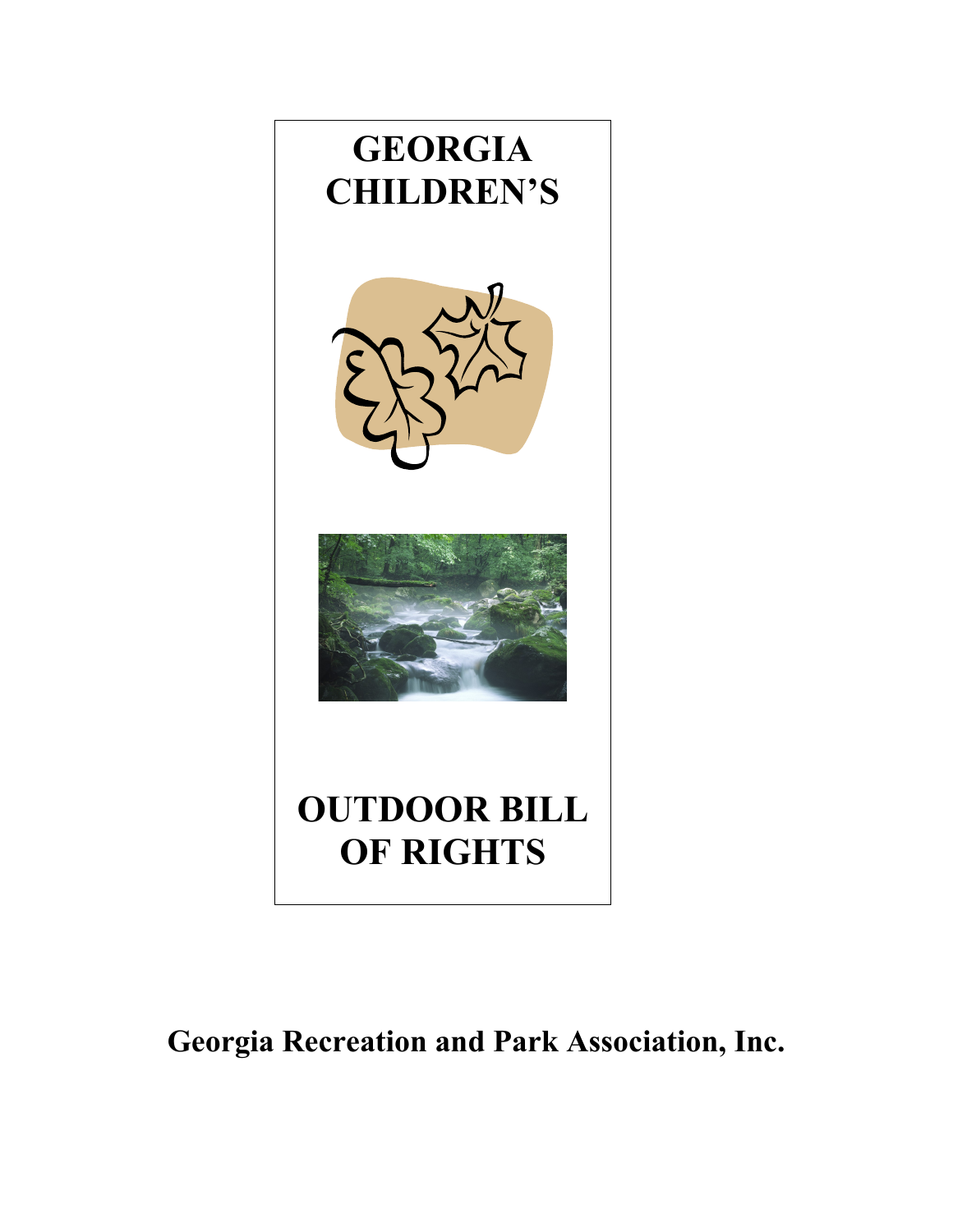# GEORGIA CHILDREN'S

# OUTDOOR BILL OF RIGHTS

**Georgia Recreation and Park Association, Inc.**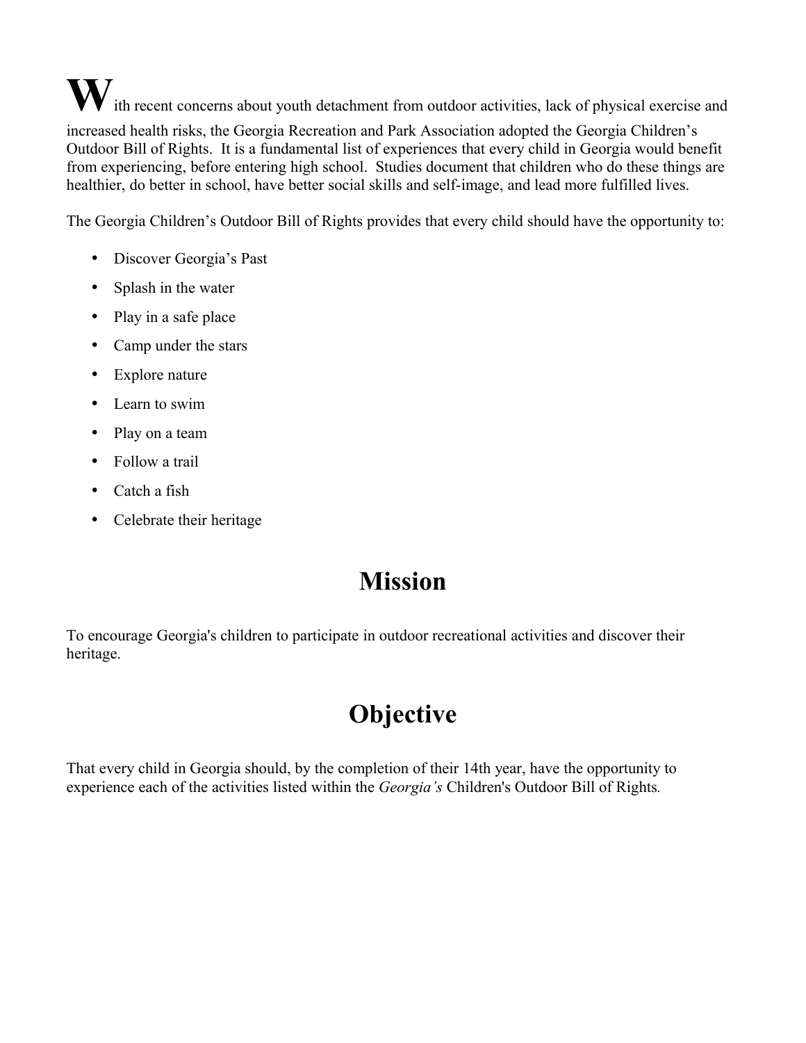With recent concerns about youth detachment from outdoor activities, lack of physical exercise and increased health risks, the Georgia Recreation and Park Association adopted the Georgia Children's Outdoor Bill of Rights. It is a fundamental list of experiences that every child in Georgia would benefit from experiencing, before entering high school. Studies document that children who do these things are healthier, do better in school, have better social skills and self-image, and lead more fulfilled lives.

The Georgia Children's Outdoor Bill of Rights provides that every child should have the opportunity to:

- Discover Georgia's Past
- Splash in the water
- Play in a safe place
- Camp under the stars
- Explore nature
- Learn to swim
- Play on a team
- Follow a trail
- Catch a fish
- Celebrate their heritage

## Mission

To encourage Georgia's children to participate in outdoor recreational activities and discover their heritage.

## Objective

That every child in Georgia should, by the completion of their 14th year, have the opportunity to experience each of the activities listed within the *Georgia's* Children's Outdoor Bill of Rights.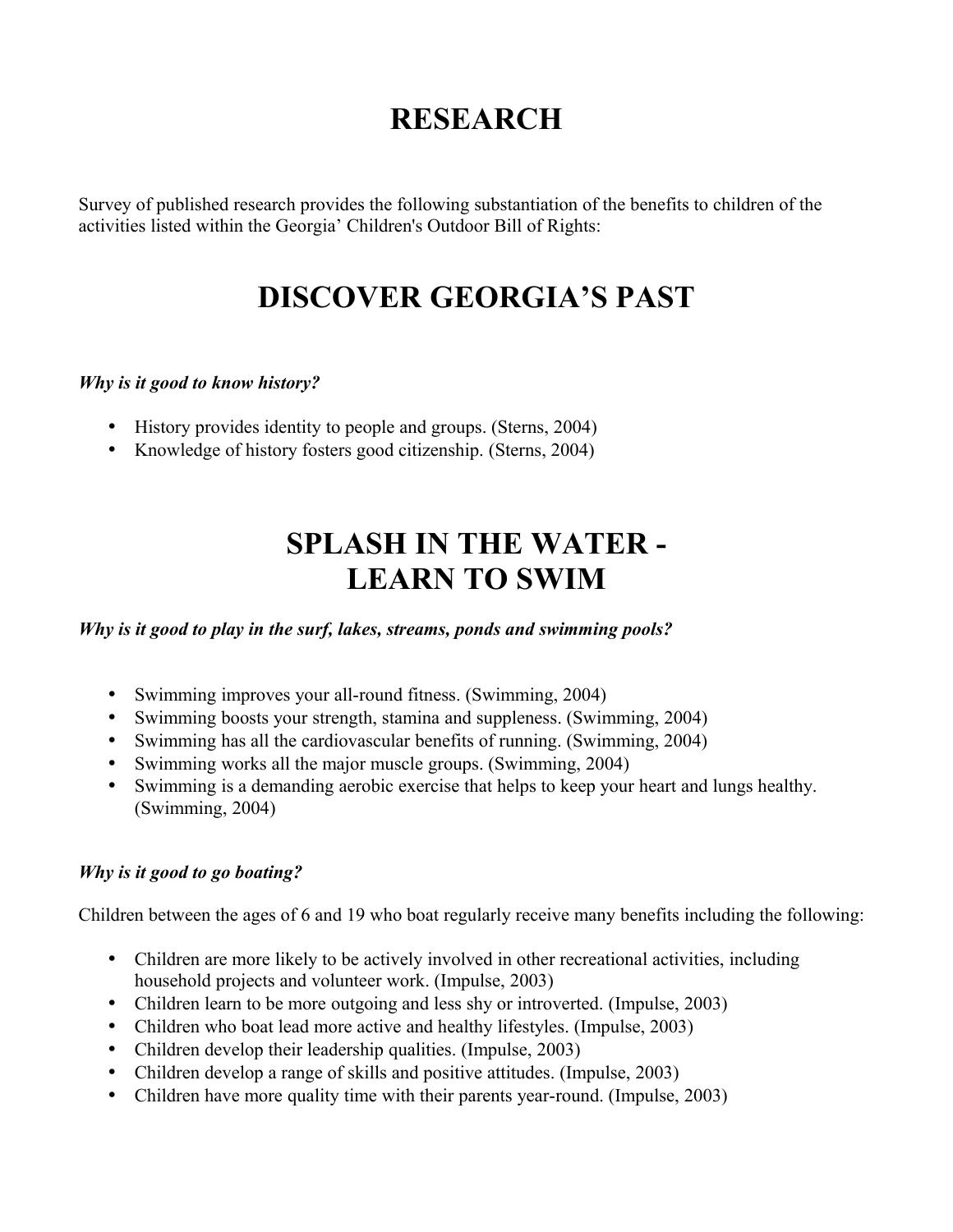# RESEARCH

Survey of published research provides the following substantiation of the benefits to children of the activities listed within the Georgia' Children's Outdoor Bill of Rights:

# DISCOVER GEORGIA'S PAST

***Why is it good to know history?***

- History provides identity to people and groups. (Sterns, 2004)
- Knowledge of history fosters good citizenship. (Sterns, 2004)

# SPLASH IN THE WATER - LEARN TO SWIM

***Why is it good to play in the surf, lakes, streams, ponds and swimming pools?***

- Swimming improves your all-round fitness. (Swimming, 2004)
- Swimming boosts your strength, stamina and suppleness. (Swimming, 2004)
- Swimming has all the cardiovascular benefits of running. (Swimming, 2004)
- Swimming works all the major muscle groups. (Swimming, 2004)
- Swimming is a demanding aerobic exercise that helps to keep your heart and lungs healthy. (Swimming, 2004)

***Why is it good to go boating?***

Children between the ages of 6 and 19 who boat regularly receive many benefits including the following:

- Children are more likely to be actively involved in other recreational activities, including household projects and volunteer work. (Impulse, 2003)
- Children learn to be more outgoing and less shy or introverted. (Impulse, 2003)
- Children who boat lead more active and healthy lifestyles. (Impulse, 2003)
- Children develop their leadership qualities. (Impulse, 2003)
- Children develop a range of skills and positive attitudes. (Impulse, 2003)
- Children have more quality time with their parents year-round. (Impulse, 2003)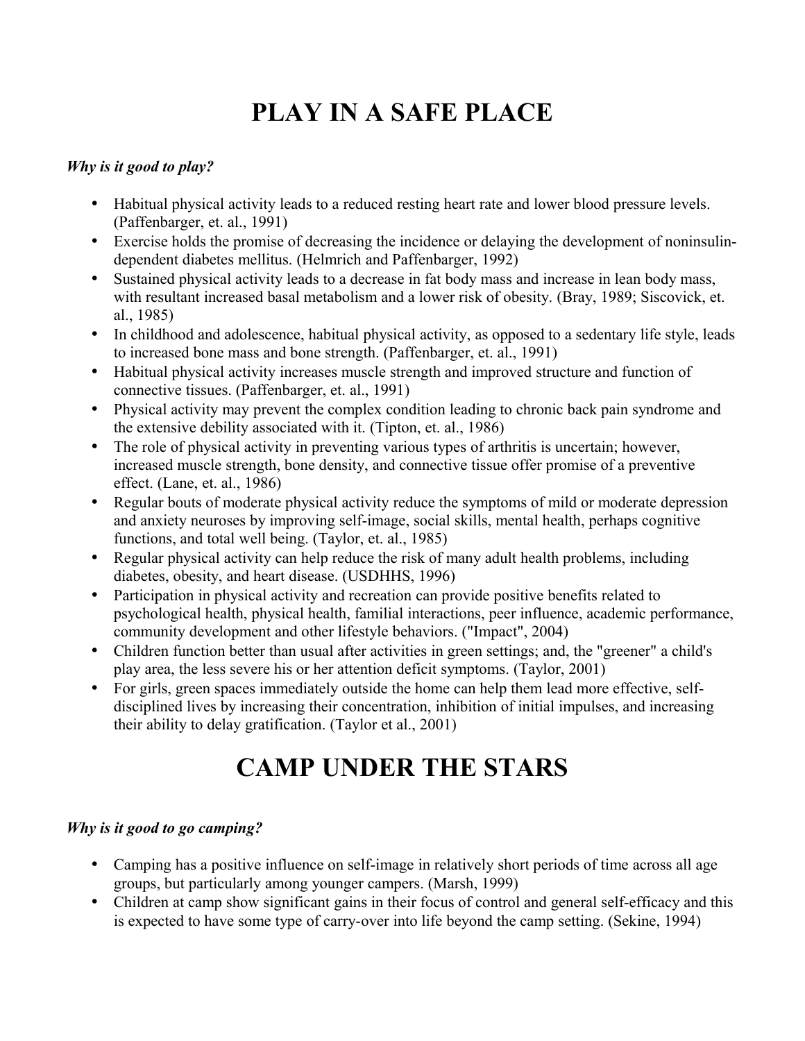# PLAY IN A SAFE PLACE

***Why is it good to play?***

- Habitual physical activity leads to a reduced resting heart rate and lower blood pressure levels. (Paffenbarger, et. al., 1991)
- Exercise holds the promise of decreasing the incidence or delaying the development of noninsulin-dependent diabetes mellitus. (Helmrich and Paffenbarger, 1992)
- Sustained physical activity leads to a decrease in fat body mass and increase in lean body mass, with resultant increased basal metabolism and a lower risk of obesity. (Bray, 1989; Siscovick, et. al., 1985)
- In childhood and adolescence, habitual physical activity, as opposed to a sedentary life style, leads to increased bone mass and bone strength. (Paffenbarger, et. al., 1991)
- Habitual physical activity increases muscle strength and improved structure and function of connective tissues. (Paffenbarger, et. al., 1991)
- Physical activity may prevent the complex condition leading to chronic back pain syndrome and the extensive debility associated with it. (Tipton, et. al., 1986)
- The role of physical activity in preventing various types of arthritis is uncertain; however, increased muscle strength, bone density, and connective tissue offer promise of a preventive effect. (Lane, et. al., 1986)
- Regular bouts of moderate physical activity reduce the symptoms of mild or moderate depression and anxiety neuroses by improving self-image, social skills, mental health, perhaps cognitive functions, and total well being. (Taylor, et. al., 1985)
- Regular physical activity can help reduce the risk of many adult health problems, including diabetes, obesity, and heart disease. (USDHHS, 1996)
- Participation in physical activity and recreation can provide positive benefits related to psychological health, physical health, familial interactions, peer influence, academic performance, community development and other lifestyle behaviors. ("Impact", 2004)
- Children function better than usual after activities in green settings; and, the "greener" a child's play area, the less severe his or her attention deficit symptoms. (Taylor, 2001)
- For girls, green spaces immediately outside the home can help them lead more effective, self-disciplined lives by increasing their concentration, inhibition of initial impulses, and increasing their ability to delay gratification. (Taylor et al., 2001)

# CAMP UNDER THE STARS

***Why is it good to go camping?***

- Camping has a positive influence on self-image in relatively short periods of time across all age groups, but particularly among younger campers. (Marsh, 1999)
- Children at camp show significant gains in their focus of control and general self-efficacy and this is expected to have some type of carry-over into life beyond the camp setting. (Sekine, 1994)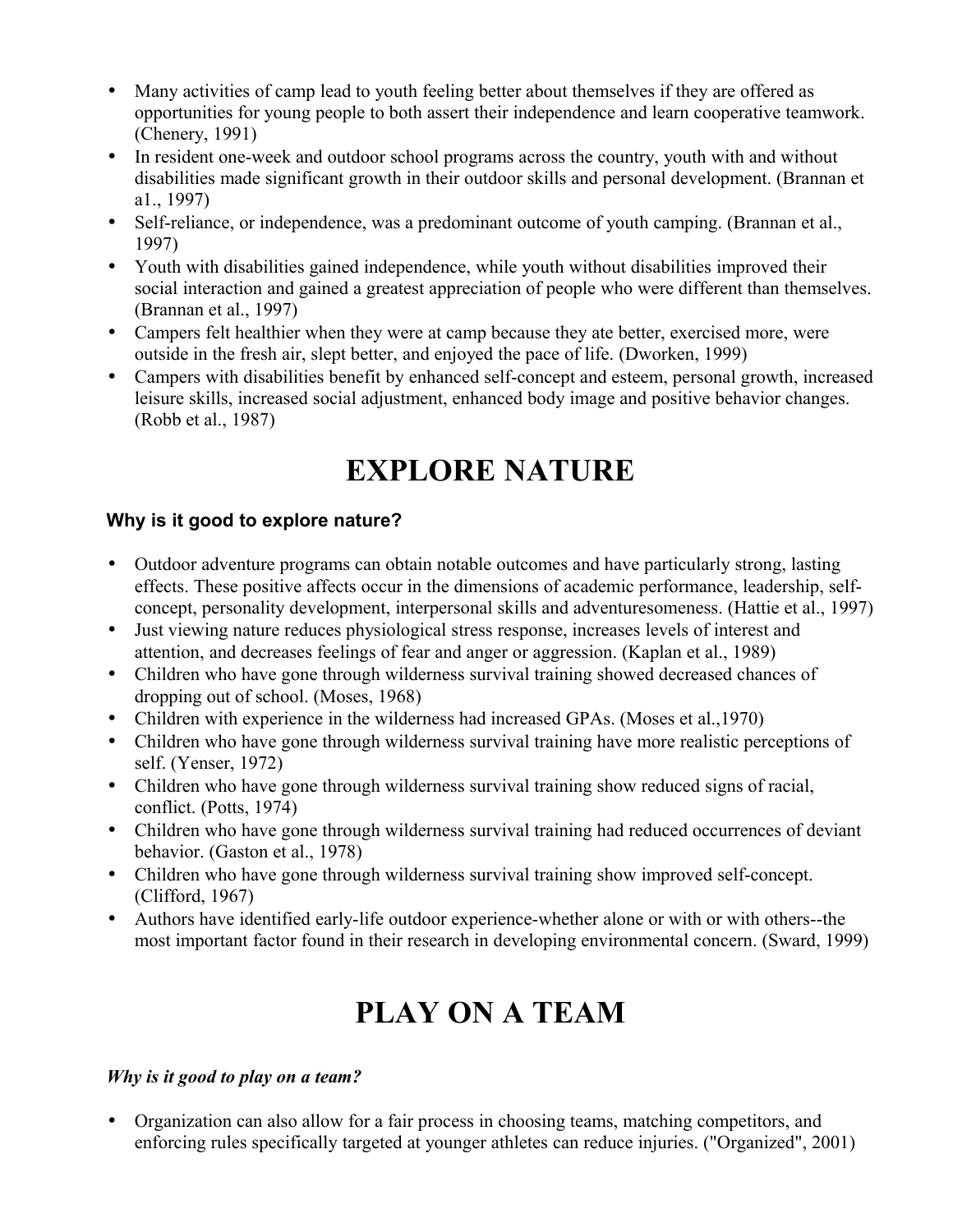- Many activities of camp lead to youth feeling better about themselves if they are offered as opportunities for young people to both assert their independence and learn cooperative teamwork. (Chenery, 1991)
- In resident one-week and outdoor school programs across the country, youth with and without disabilities made significant growth in their outdoor skills and personal development. (Brannan et a1., 1997)
- Self-reliance, or independence, was a predominant outcome of youth camping. (Brannan et al., 1997)
- Youth with disabilities gained independence, while youth without disabilities improved their social interaction and gained a greatest appreciation of people who were different than themselves. (Brannan et al., 1997)
- Campers felt healthier when they were at camp because they ate better, exercised more, were outside in the fresh air, slept better, and enjoyed the pace of life. (Dworken, 1999)
- Campers with disabilities benefit by enhanced self-concept and esteem, personal growth, increased leisure skills, increased social adjustment, enhanced body image and positive behavior changes. (Robb et al., 1987)

# EXPLORE NATURE

**Why is it good to explore nature?**

- Outdoor adventure programs can obtain notable outcomes and have particularly strong, lasting effects. These positive affects occur in the dimensions of academic performance, leadership, self-concept, personality development, interpersonal skills and adventuresomeness. (Hattie et al., 1997)
- Just viewing nature reduces physiological stress response, increases levels of interest and attention, and decreases feelings of fear and anger or aggression. (Kaplan et al., 1989)
- Children who have gone through wilderness survival training showed decreased chances of dropping out of school. (Moses, 1968)
- Children with experience in the wilderness had increased GPAs. (Moses et al.,1970)
- Children who have gone through wilderness survival training have more realistic perceptions of self. (Yenser, 1972)
- Children who have gone through wilderness survival training show reduced signs of racial, conflict. (Potts, 1974)
- Children who have gone through wilderness survival training had reduced occurrences of deviant behavior. (Gaston et al., 1978)
- Children who have gone through wilderness survival training show improved self-concept. (Clifford, 1967)
- Authors have identified early-life outdoor experience-whether alone or with or with others--the most important factor found in their research in developing environmental concern. (Sward, 1999)

# PLAY ON A TEAM

***Why is it good to play on a team?***

- Organization can also allow for a fair process in choosing teams, matching competitors, and enforcing rules specifically targeted at younger athletes can reduce injuries. ("Organized", 2001)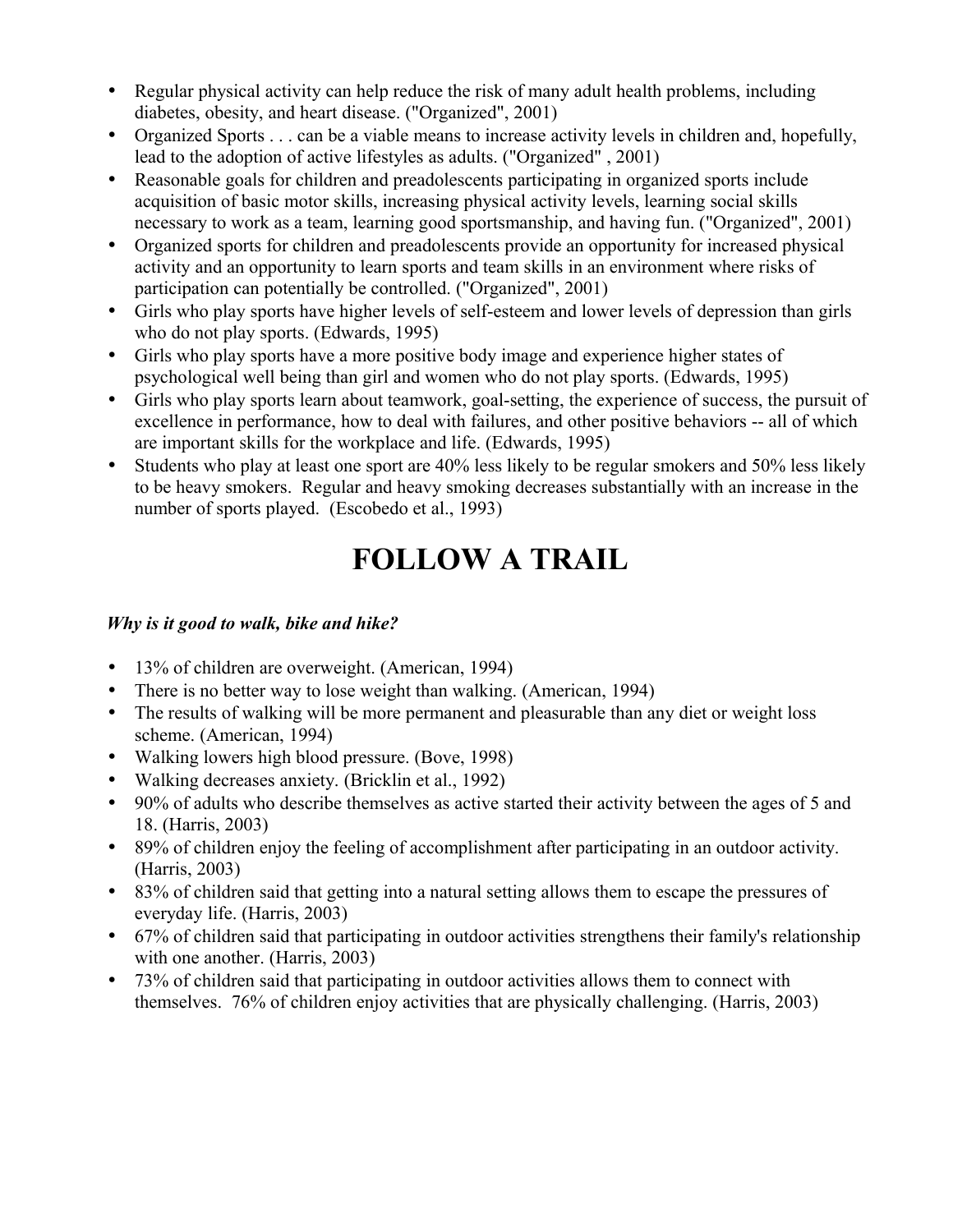- Regular physical activity can help reduce the risk of many adult health problems, including diabetes, obesity, and heart disease. ("Organized", 2001)
- Organized Sports . . . can be a viable means to increase activity levels in children and, hopefully, lead to the adoption of active lifestyles as adults. ("Organized" , 2001)
- Reasonable goals for children and preadolescents participating in organized sports include acquisition of basic motor skills, increasing physical activity levels, learning social skills necessary to work as a team, learning good sportsmanship, and having fun. ("Organized", 2001)
- Organized sports for children and preadolescents provide an opportunity for increased physical activity and an opportunity to learn sports and team skills in an environment where risks of participation can potentially be controlled. ("Organized", 2001)
- Girls who play sports have higher levels of self-esteem and lower levels of depression than girls who do not play sports. (Edwards, 1995)
- Girls who play sports have a more positive body image and experience higher states of psychological well being than girl and women who do not play sports. (Edwards, 1995)
- Girls who play sports learn about teamwork, goal-setting, the experience of success, the pursuit of excellence in performance, how to deal with failures, and other positive behaviors -- all of which are important skills for the workplace and life. (Edwards, 1995)
- Students who play at least one sport are 40% less likely to be regular smokers and 50% less likely to be heavy smokers. Regular and heavy smoking decreases substantially with an increase in the number of sports played. (Escobedo et al., 1993)

# FOLLOW A TRAIL

***Why is it good to walk, bike and hike?***

- 13% of children are overweight. (American, 1994)
- There is no better way to lose weight than walking. (American, 1994)
- The results of walking will be more permanent and pleasurable than any diet or weight loss scheme. (American, 1994)
- Walking lowers high blood pressure. (Bove, 1998)
- Walking decreases anxiety. (Bricklin et al., 1992)
- 90% of adults who describe themselves as active started their activity between the ages of 5 and 18. (Harris, 2003)
- 89% of children enjoy the feeling of accomplishment after participating in an outdoor activity. (Harris, 2003)
- 83% of children said that getting into a natural setting allows them to escape the pressures of everyday life. (Harris, 2003)
- 67% of children said that participating in outdoor activities strengthens their family's relationship with one another. (Harris, 2003)
- 73% of children said that participating in outdoor activities allows them to connect with themselves. 76% of children enjoy activities that are physically challenging. (Harris, 2003)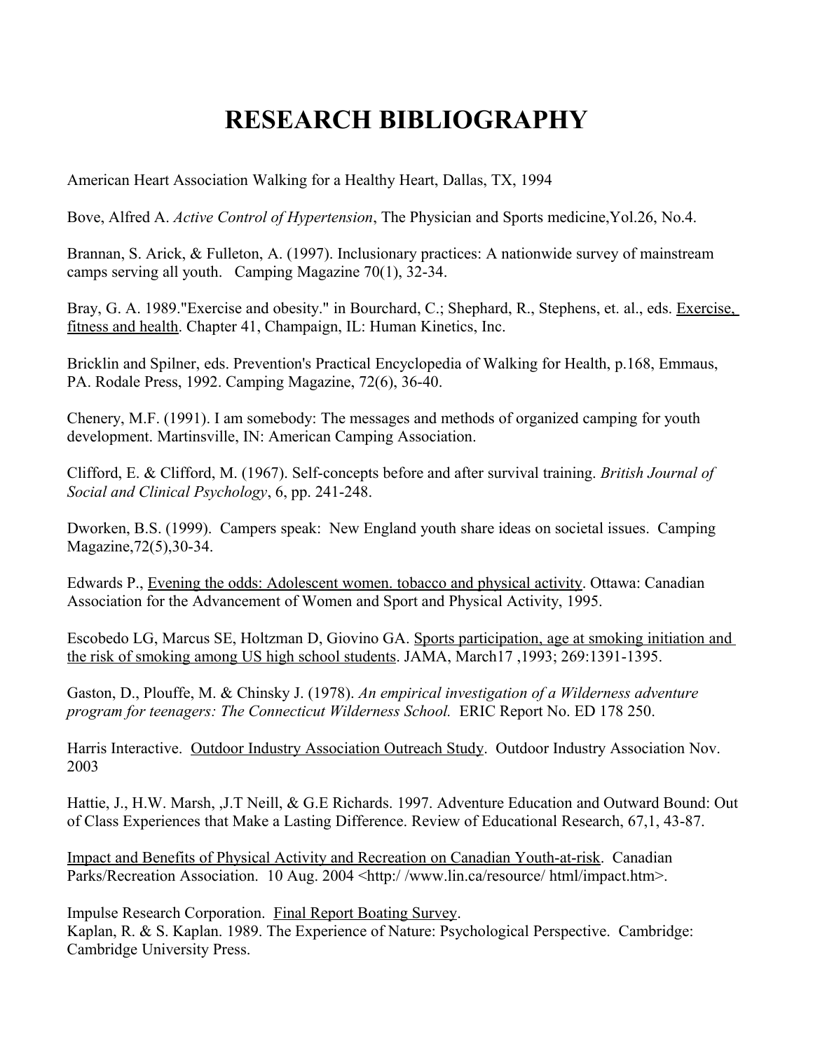# RESEARCH BIBLIOGRAPHY

American Heart Association Walking for a Healthy Heart, Dallas, TX, 1994

Bove, Alfred A. *Active Control of Hypertension*, The Physician and Sports medicine,Yol.26, No.4.

Brannan, S. Arick, & Fulleton, A. (1997). Inclusionary practices: A nationwide survey of mainstream camps serving all youth. Camping Magazine 70(1), 32-34.

Bray, G. A. 1989."Exercise and obesity." in Bourchard, C.; Shephard, R., Stephens, et. al., eds. Exercise, fitness and health. Chapter 41, Champaign, IL: Human Kinetics, Inc.

Bricklin and Spilner, eds. Prevention's Practical Encyclopedia of Walking for Health, p.168, Emmaus, PA. Rodale Press, 1992. Camping Magazine, 72(6), 36-40.

Chenery, M.F. (1991). I am somebody: The messages and methods of organized camping for youth development. Martinsville, IN: American Camping Association.

Clifford, E. & Clifford, M. (1967). Self-concepts before and after survival training. *British Journal of Social and Clinical Psychology*, 6, pp. 241-248.

Dworken, B.S. (1999). Campers speak: New England youth share ideas on societal issues. Camping Magazine,72(5),30-34.

Edwards P., Evening the odds: Adolescent women. tobacco and physical activity. Ottawa: Canadian Association for the Advancement of Women and Sport and Physical Activity, 1995.

Escobedo LG, Marcus SE, Holtzman D, Giovino GA. Sports participation, age at smoking initiation and the risk of smoking among US high school students. JAMA, March17 ,1993; 269:1391-1395.

Gaston, D., Plouffe, M. & Chinsky J. (1978). *An empirical investigation of a Wilderness adventure program for teenagers: The Connecticut Wilderness School.* ERIC Report No. ED 178 250.

Harris Interactive. Outdoor Industry Association Outreach Study. Outdoor Industry Association Nov. 2003

Hattie, J., H.W. Marsh, ,J.T Neill, & G.E Richards. 1997. Adventure Education and Outward Bound: Out of Class Experiences that Make a Lasting Difference. Review of Educational Research, 67,1, 43-87.

Impact and Benefits of Physical Activity and Recreation on Canadian Youth-at-risk. Canadian Parks/Recreation Association. 10 Aug. 2004 <http:/ /www.lin.ca/resource/ html/impact.htm>.

Impulse Research Corporation. Final Report Boating Survey.

Kaplan, R. & S. Kaplan. 1989. The Experience of Nature: Psychological Perspective. Cambridge: Cambridge University Press.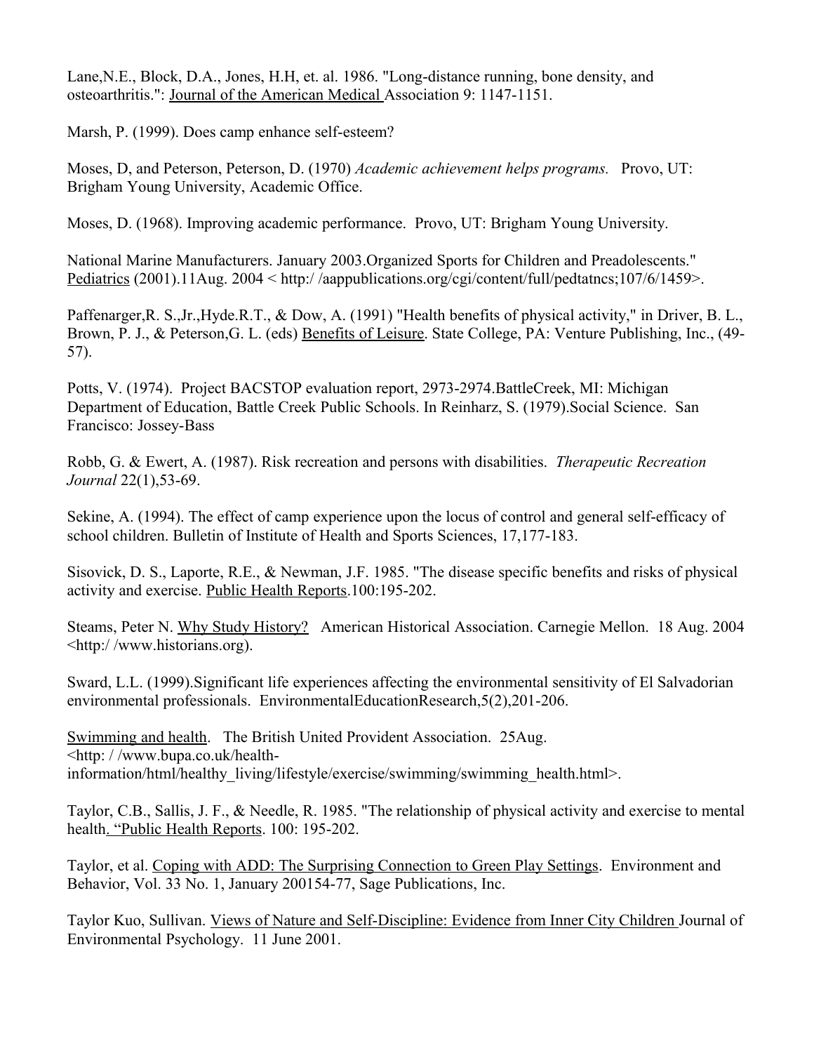Lane,N.E., Block, D.A., Jones, H.H, et. al. 1986. "Long-distance running, bone density, and osteoarthritis.": Journal of the American Medical Association 9: 1147-1151.

Marsh, P. (1999). Does camp enhance self-esteem?

Moses, D, and Peterson, Peterson, D. (1970) *Academic achievement helps programs.* Provo, UT: Brigham Young University, Academic Office.

Moses, D. (1968). Improving academic performance. Provo, UT: Brigham Young University.

National Marine Manufacturers. January 2003.Organized Sports for Children and Preadolescents." Pediatrics (2001).11Aug. 2004 < http:/ /aappublications.org/cgi/content/full/pedtatncs;107/6/1459>.

Paffenarger,R. S.,Jr.,Hyde.R.T., & Dow, A. (1991) "Health benefits of physical activity," in Driver, B. L., Brown, P. J., & Peterson,G. L. (eds) Benefits of Leisure. State College, PA: Venture Publishing, Inc., (49-57).

Potts, V. (1974). Project BACSTOP evaluation report, 2973-2974.BattleCreek, MI: Michigan Department of Education, Battle Creek Public Schools. In Reinharz, S. (1979).Social Science. San Francisco: Jossey-Bass

Robb, G. & Ewert, A. (1987). Risk recreation and persons with disabilities. *Therapeutic Recreation Journal* 22(1),53-69.

Sekine, A. (1994). The effect of camp experience upon the locus of control and general self-efficacy of school children. Bulletin of Institute of Health and Sports Sciences, 17,177-183.

Sisovick, D. S., Laporte, R.E., & Newman, J.F. 1985. "The disease specific benefits and risks of physical activity and exercise. Public Health Reports.100:195-202.

Steams, Peter N. Why Study History? American Historical Association. Carnegie Mellon. 18 Aug. 2004 <http:/ /www.historians.org).

Sward, L.L. (1999).Significant life experiences affecting the environmental sensitivity of El Salvadorian environmental professionals. EnvironmentalEducationResearch,5(2),201-206.

Swimming and health. The British United Provident Association. 25Aug. <http: / /www.bupa.co.uk/health-information/html/healthy_living/lifestyle/exercise/swimming/swimming_health.html>.

Taylor, C.B., Sallis, J. F., & Needle, R. 1985. "The relationship of physical activity and exercise to mental health. "Public Health Reports. 100: 195-202.

Taylor, et al. Coping with ADD: The Surprising Connection to Green Play Settings. Environment and Behavior, Vol. 33 No. 1, January 200154-77, Sage Publications, Inc.

Taylor Kuo, Sullivan. Views of Nature and Self-Discipline: Evidence from Inner City Children Journal of Environmental Psychology. 11 June 2001.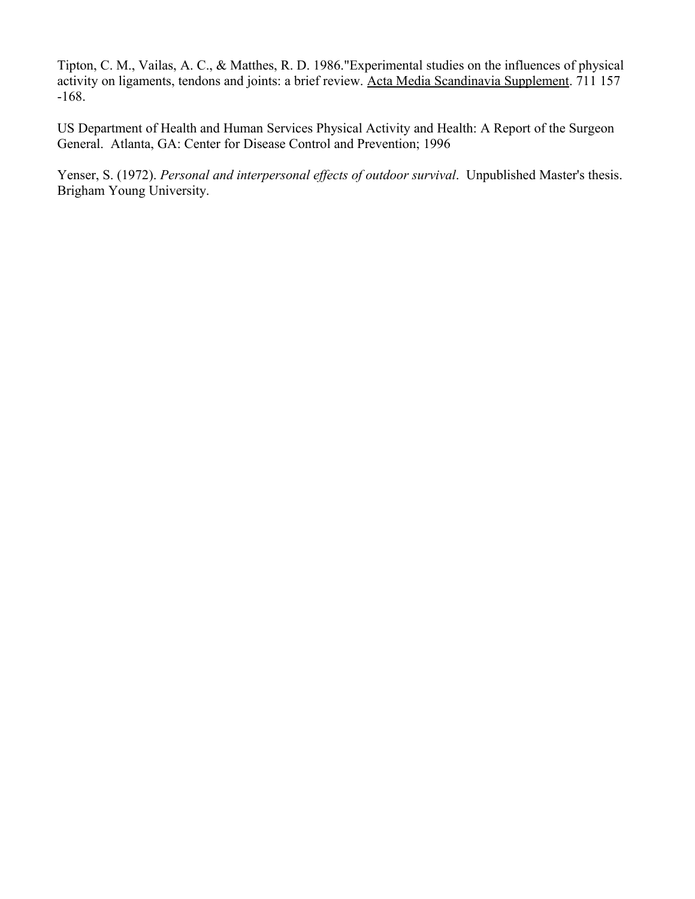Tipton, C. M., Vailas, A. C., & Matthes, R. D. 1986."Experimental studies on the influences of physical activity on ligaments, tendons and joints: a brief review. <u>Acta Media Scandinavia Supplement</u>. 711 157 -168.

US Department of Health and Human Services Physical Activity and Health: A Report of the Surgeon General. Atlanta, GA: Center for Disease Control and Prevention; 1996

Yenser, S. (1972). *Personal and interpersonal effects of outdoor survival*. Unpublished Master's thesis. Brigham Young University.